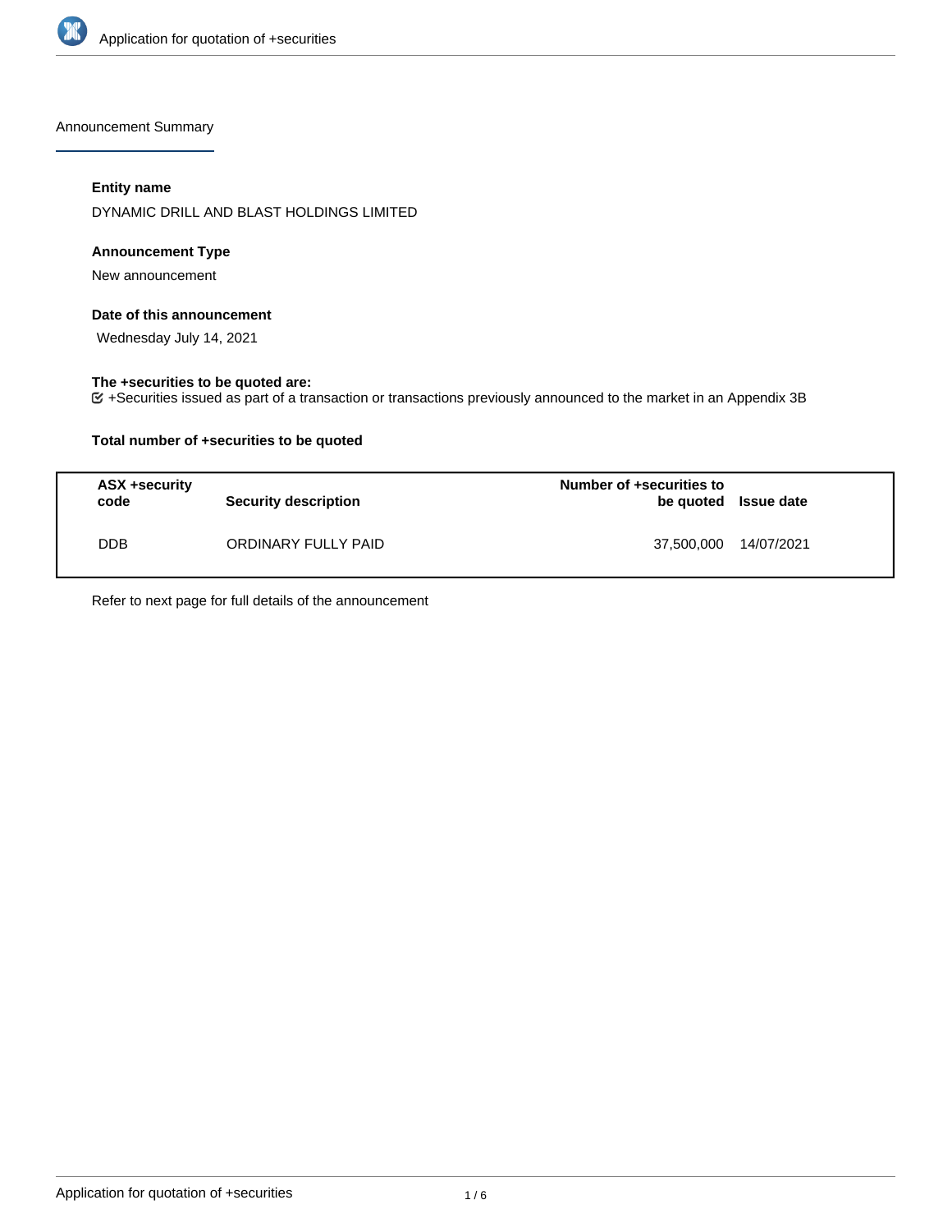Announcement Summary

**Entity name**

DYNAMIC DRILL AND BLAST HOLDINGS LIMITED

**Announcement Type**

New announcement

**Date of this announcement**

Wednesday July 14, 2021

**The +securities to be quoted are:**

+Securities issued as part of a transaction or transactions previously announced to the market in an Appendix 3B

**Total number of +securities to be quoted**

| ASX +security code | Security description | Number of +securities to be quoted | Issue date |
|---|---|---|---|
| DDB | ORDINARY FULLY PAID | 37,500,000 | 14/07/2021 |

Refer to next page for full details of the announcement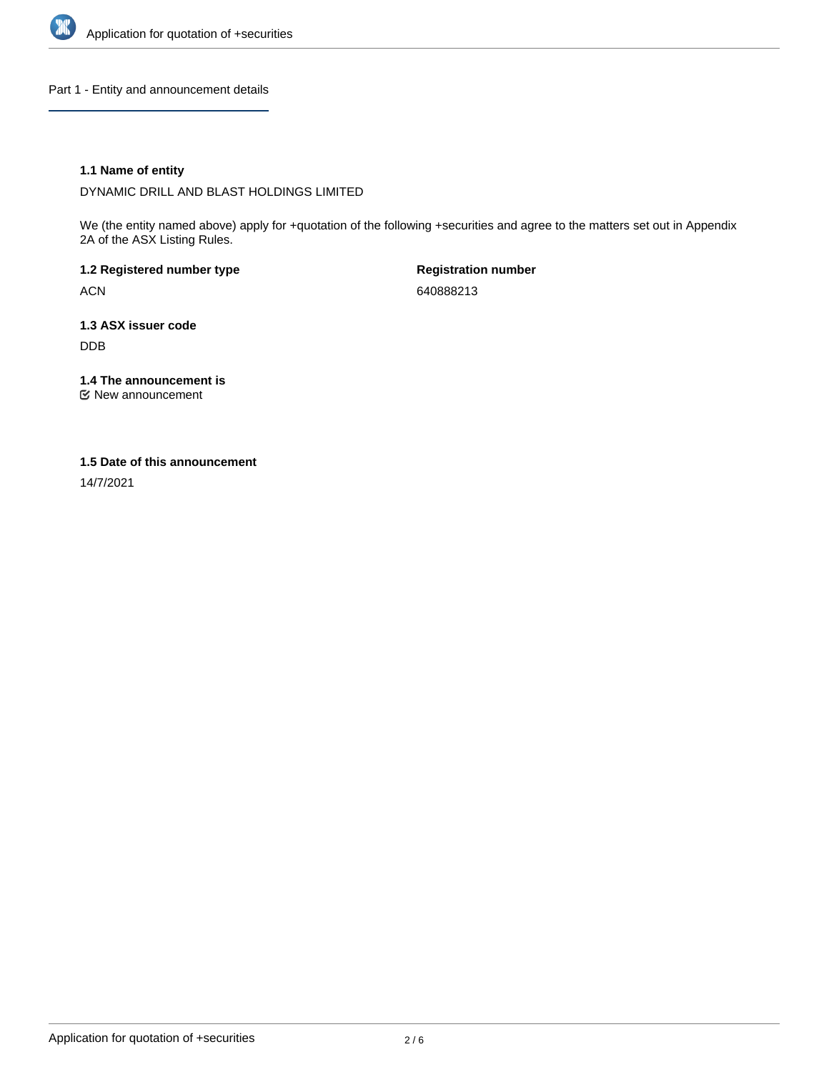## Part 1 - Entity and announcement details

**1.1 Name of entity**

DYNAMIC DRILL AND BLAST HOLDINGS LIMITED

We (the entity named above) apply for +quotation of the following +securities and agree to the matters set out in Appendix 2A of the ASX Listing Rules.

**1.2 Registered number type**

ACN

**Registration number**

640888213

**1.3 ASX issuer code**

DDB

**1.4 The announcement is**

☑ New announcement

**1.5 Date of this announcement**

14/7/2021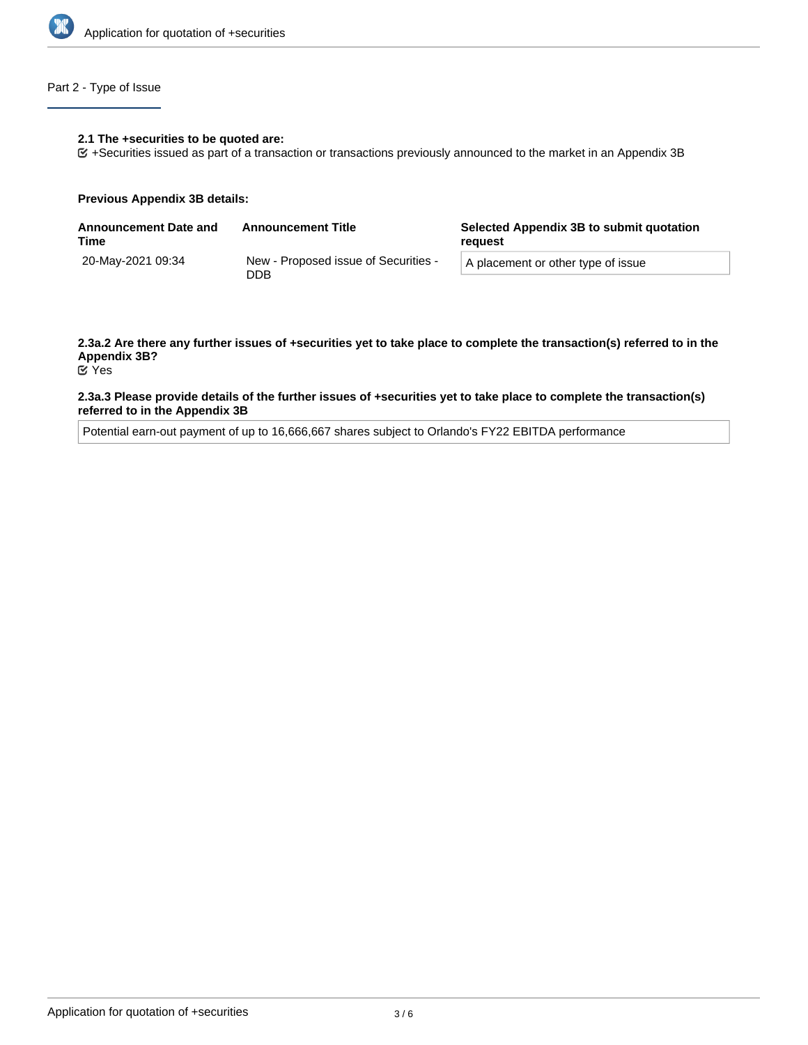## Part 2 - Type of Issue

**2.1 The +securities to be quoted are:**

☑ +Securities issued as part of a transaction or transactions previously announced to the market in an Appendix 3B

**Previous Appendix 3B details:**

| Announcement Date and Time | Announcement Title | Selected Appendix 3B to submit quotation request |
|---|---|---|
| 20-May-2021 09:34 | New - Proposed issue of Securities - DDB | A placement or other type of issue |

**2.3a.2 Are there any further issues of +securities yet to take place to complete the transaction(s) referred to in the Appendix 3B?**

☑ Yes

**2.3a.3 Please provide details of the further issues of +securities yet to take place to complete the transaction(s) referred to in the Appendix 3B**

Potential earn-out payment of up to 16,666,667 shares subject to Orlando's FY22 EBITDA performance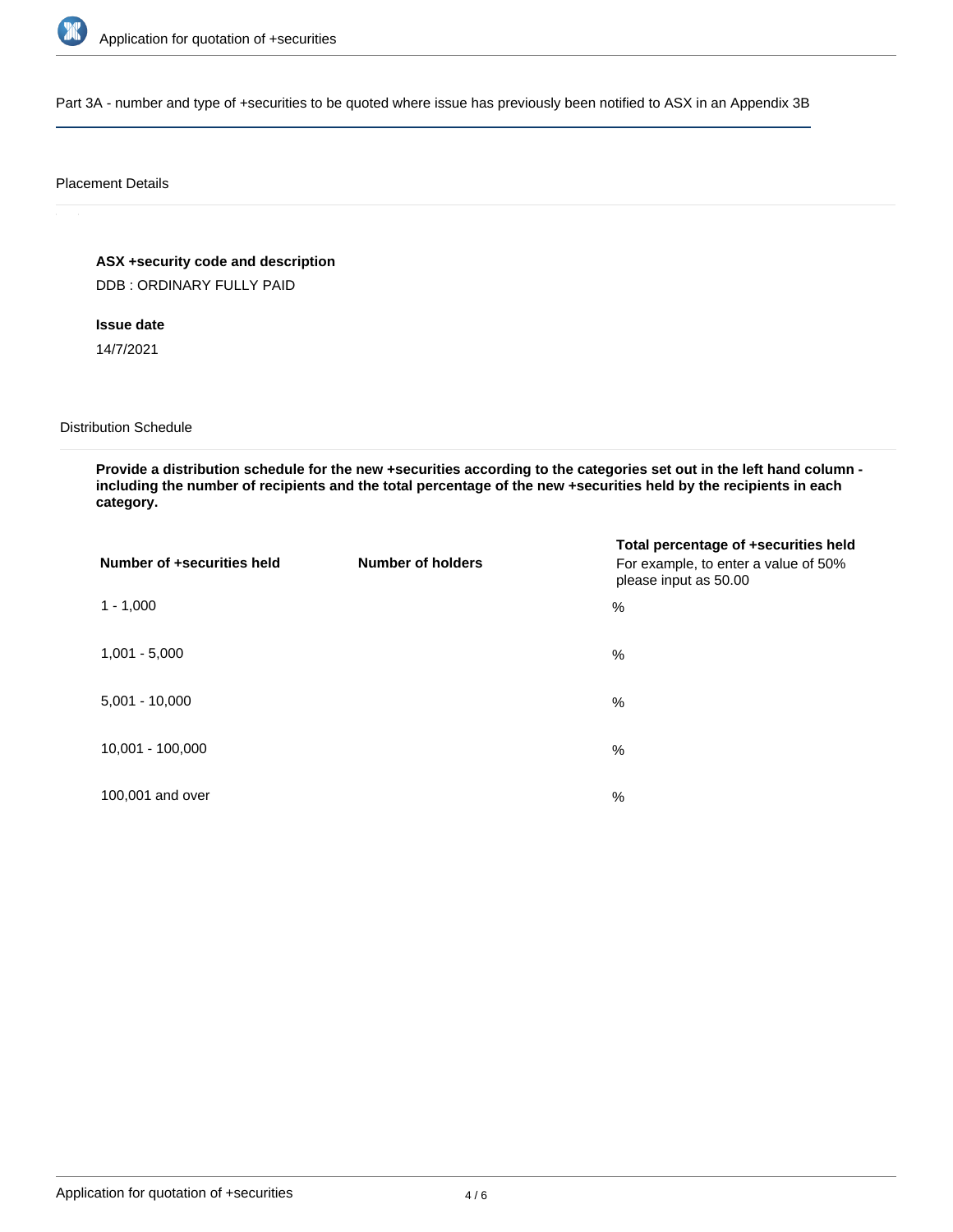Part 3A - number and type of +securities to be quoted where issue has previously been notified to ASX in an Appendix 3B

Placement Details

**ASX +security code and description**

DDB : ORDINARY FULLY PAID

**Issue date**

14/7/2021

Distribution Schedule

**Provide a distribution schedule for the new +securities according to the categories set out in the left hand column - including the number of recipients and the total percentage of the new +securities held by the recipients in each category.**

| Number of +securities held | Number of holders | Total percentage of +securities held<br>For example, to enter a value of 50% please input as 50.00 |
|---|---|---|
| 1 - 1,000 | | % |
| 1,001 - 5,000 | | % |
| 5,001 - 10,000 | | % |
| 10,001 - 100,000 | | % |
| 100,001 and over | | % |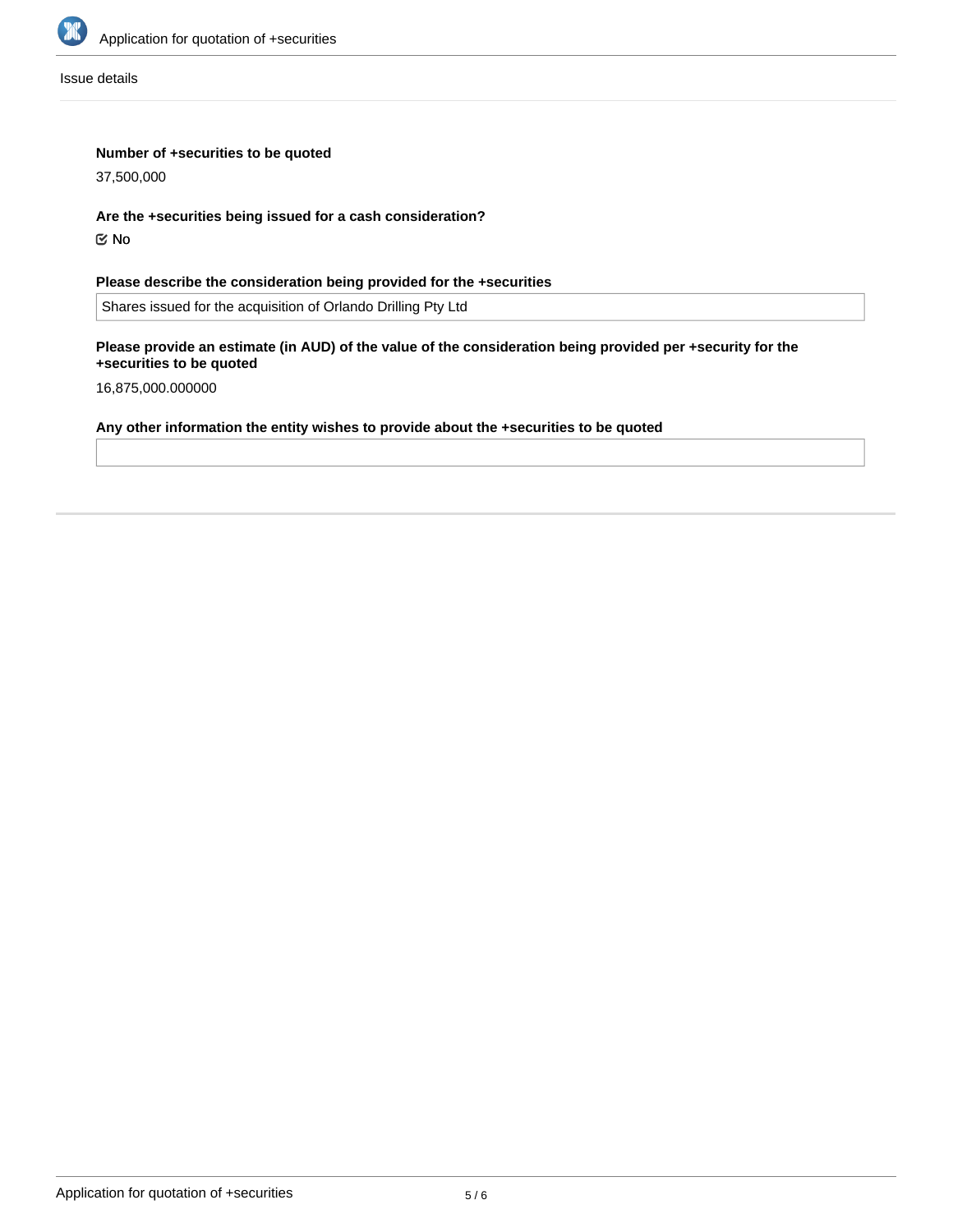Issue details

**Number of +securities to be quoted**

37,500,000

**Are the +securities being issued for a cash consideration?**

☑ No

**Please describe the consideration being provided for the +securities**

Shares issued for the acquisition of Orlando Drilling Pty Ltd

**Please provide an estimate (in AUD) of the value of the consideration being provided per +security for the +securities to be quoted**

16,875,000.000000

**Any other information the entity wishes to provide about the +securities to be quoted**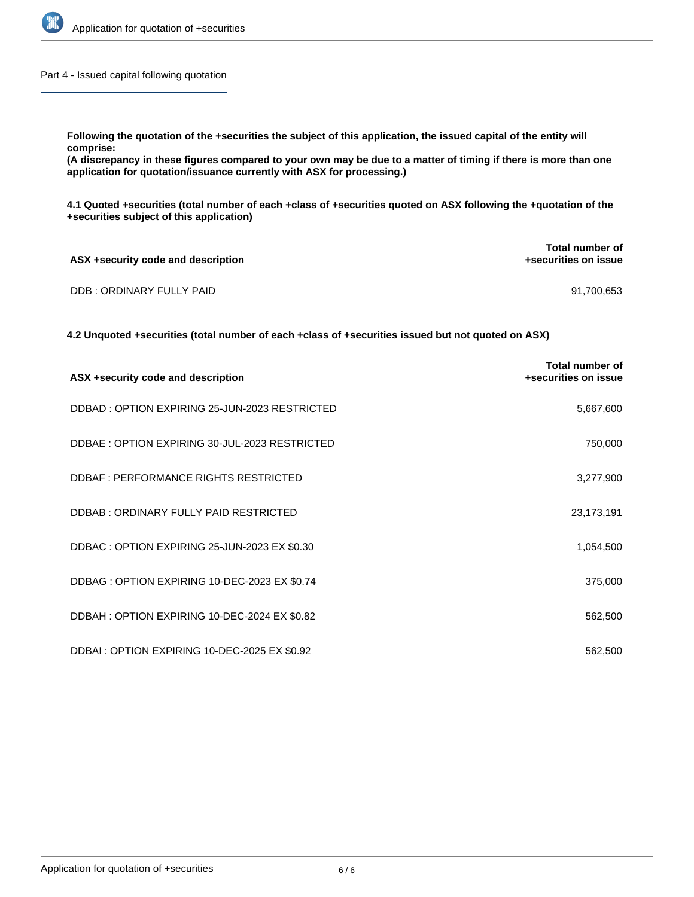## Part 4 - Issued capital following quotation

**Following the quotation of the +securities the subject of this application, the issued capital of the entity will comprise:**
**(A discrepancy in these figures compared to your own may be due to a matter of timing if there is more than one application for quotation/issuance currently with ASX for processing.)**

**4.1 Quoted +securities (total number of each +class of +securities quoted on ASX following the +quotation of the +securities subject of this application)**

| ASX +security code and description | Total number of +securities on issue |
|---|---|
| DDB : ORDINARY FULLY PAID | 91,700,653 |

**4.2 Unquoted +securities (total number of each +class of +securities issued but not quoted on ASX)**

| ASX +security code and description | Total number of +securities on issue |
|---|---|
| DDBAD : OPTION EXPIRING 25-JUN-2023 RESTRICTED | 5,667,600 |
| DDBAE : OPTION EXPIRING 30-JUL-2023 RESTRICTED | 750,000 |
| DDBAF : PERFORMANCE RIGHTS RESTRICTED | 3,277,900 |
| DDBAB : ORDINARY FULLY PAID RESTRICTED | 23,173,191 |
| DDBAC : OPTION EXPIRING 25-JUN-2023 EX $0.30 | 1,054,500 |
| DDBAG : OPTION EXPIRING 10-DEC-2023 EX $0.74 | 375,000 |
| DDBAH : OPTION EXPIRING 10-DEC-2024 EX $0.82 | 562,500 |
| DDBAI : OPTION EXPIRING 10-DEC-2025 EX $0.92 | 562,500 |